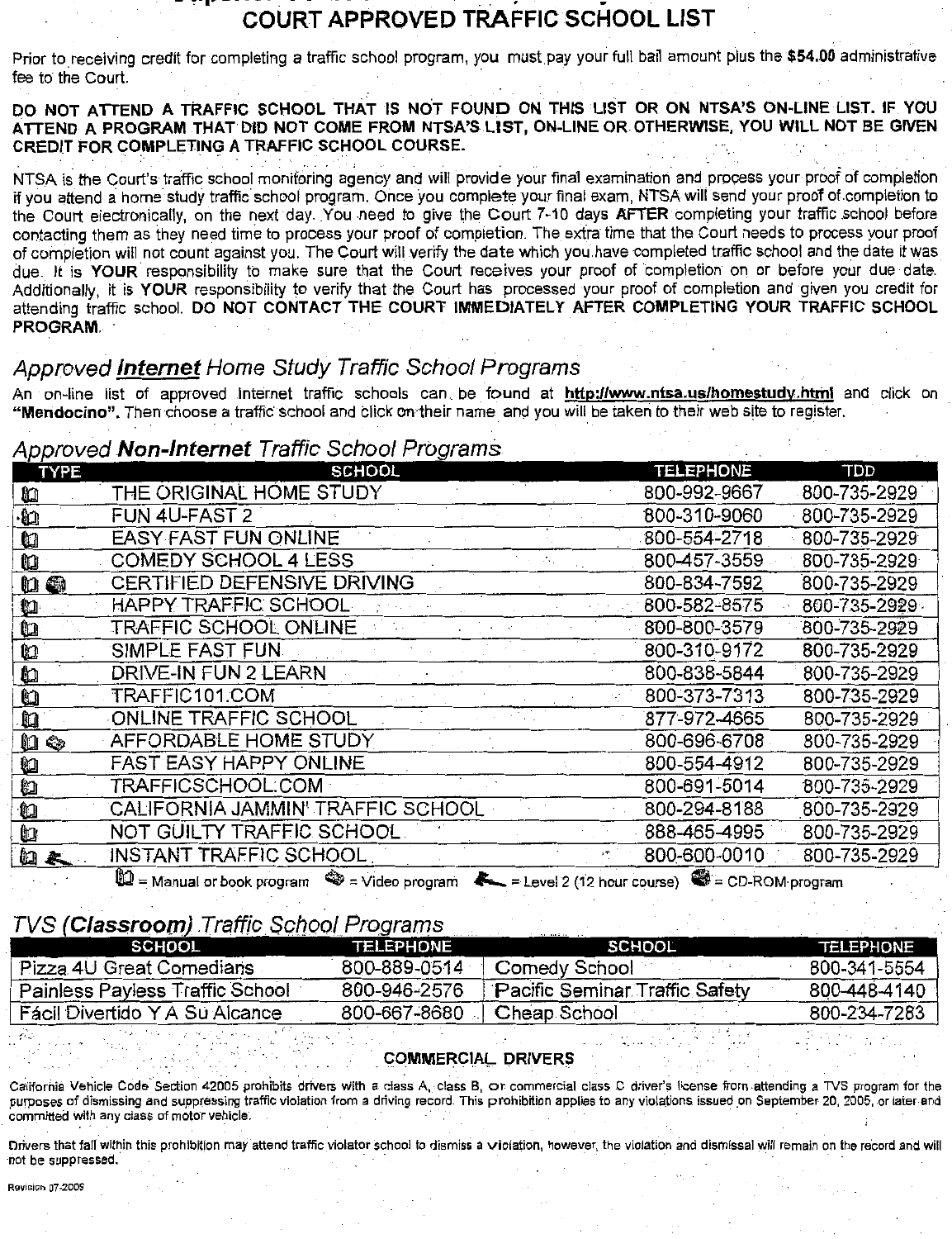# COURT APPROVED TRAFFIC SCHOOL LIST

Prior to receiving credit for completing a traffic school program, you must pay your full bail amount plus the **$54.00** administrative fee to the Court.

**DO NOT ATTEND A TRAFFIC SCHOOL THAT IS NOT FOUND ON THIS LIST OR ON NTSA'S ON-LINE LIST. IF YOU ATTEND A PROGRAM THAT DID NOT COME FROM NTSA'S LIST, ON-LINE OR OTHERWISE, YOU WILL NOT BE GIVEN CREDIT FOR COMPLETING A TRAFFIC SCHOOL COURSE.**

NTSA is the Court's traffic school monitoring agency and will provide your final examination and process your proof of completion if you attend a home study traffic school program. Once you complete your final exam, NTSA will send your proof of completion to the Court electronically, on the next day. You need to give the Court 7-10 days **AFTER** completing your traffic school before contacting them as they need time to process your proof of completion. The extra time that the Court needs to process your proof of completion will not count against you. The Court will verify the date which you have completed traffic school and the date it was due. It is **YOUR** responsibility to make sure that the Court receives your proof of completion on or before your due date. Additionally, it is **YOUR** responsibility to verify that the Court has processed your proof of completion and given you credit for attending traffic school. **DO NOT CONTACT THE COURT IMMEDIATELY AFTER COMPLETING YOUR TRAFFIC SCHOOL PROGRAM.**

## *Approved **Internet** Home Study Traffic School Programs*

An on-line list of approved Internet traffic schools can be found at **http://www.ntsa.us/homestudy.html** and click on **"Mendocino".** Then choose a traffic school and click on their name and you will be taken to their web site to register.

## *Approved **Non-Internet** Traffic School Programs*

| TYPE | SCHOOL | TELEPHONE | TDD |
|---|---|---|---|
| Manual | THE ORIGINAL HOME STUDY | 800-992-9667 | 800-735-2929 |
| Manual | FUN 4U-FAST 2 | 800-310-9060 | 800-735-2929 |
| Manual | EASY FAST FUN ONLINE | 800-554-2718 | 800-735-2929 |
| Manual | COMEDY SCHOOL 4 LESS | 800-457-3559 | 800-735-2929 |
| Manual, CD-ROM | CERTIFIED DEFENSIVE DRIVING | 800-834-7592 | 800-735-2929 |
| Manual | HAPPY TRAFFIC SCHOOL | 800-582-8575 | 800-735-2929 |
| Manual | TRAFFIC SCHOOL ONLINE | 800-800-3579 | 800-735-2929 |
| Manual | SIMPLE FAST FUN | 800-310-9172 | 800-735-2929 |
| Manual | DRIVE-IN FUN 2 LEARN | 800-838-5844 | 800-735-2929 |
| Manual | TRAFFIC101.COM | 800-373-7313 | 800-735-2929 |
| Manual | ONLINE TRAFFIC SCHOOL | 877-972-4665 | 800-735-2929 |
| Manual, Video | AFFORDABLE HOME STUDY | 800-696-6708 | 800-735-2929 |
| Manual | FAST EASY HAPPY ONLINE | 800-554-4912 | 800-735-2929 |
| Manual | TRAFFICSCHOOL.COM | 800-691-5014 | 800-735-2929 |
| Manual | CALIFORNIA JAMMIN' TRAFFIC SCHOOL | 800-294-8188 | 800-735-2929 |
| Manual | NOT GUILTY TRAFFIC SCHOOL | 888-465-4995 | 800-735-2929 |
| Manual, Level 2 | INSTANT TRAFFIC SCHOOL | 800-600-0010 | 800-735-2929 |

Manual = Manual or book program; Video = Video program; Level 2 = Level 2 (12 hour course); CD-ROM = CD-ROM program

## *TVS (**Classroom**) Traffic School Programs*

| SCHOOL | TELEPHONE | SCHOOL | TELEPHONE |
|---|---|---|---|
| Pizza 4U Great Comedians | 800-889-0514 | Comedy School | 800-341-5554 |
| Painless Payless Traffic School | 800-946-2576 | Pacific Seminar Traffic Safety | 800-448-4140 |
| Fácil Divertido Y A Su Alcance | 800-667-8680 | Cheap School | 800-234-7283 |

### COMMERCIAL DRIVERS

California Vehicle Code Section 42005 prohibits drivers with a class A, class B, or commercial class C driver's license from attending a TVS program for the purposes of dismissing and suppressing traffic violation from a driving record. This prohibition applies to any violations issued on September 20, 2005, or later and committed with any class of motor vehicle.

Drivers that fall within this prohibition may attend traffic violator school to dismiss a violation, however, the violation and dismissal will remain on the record and will not be suppressed.

Revision 07-2009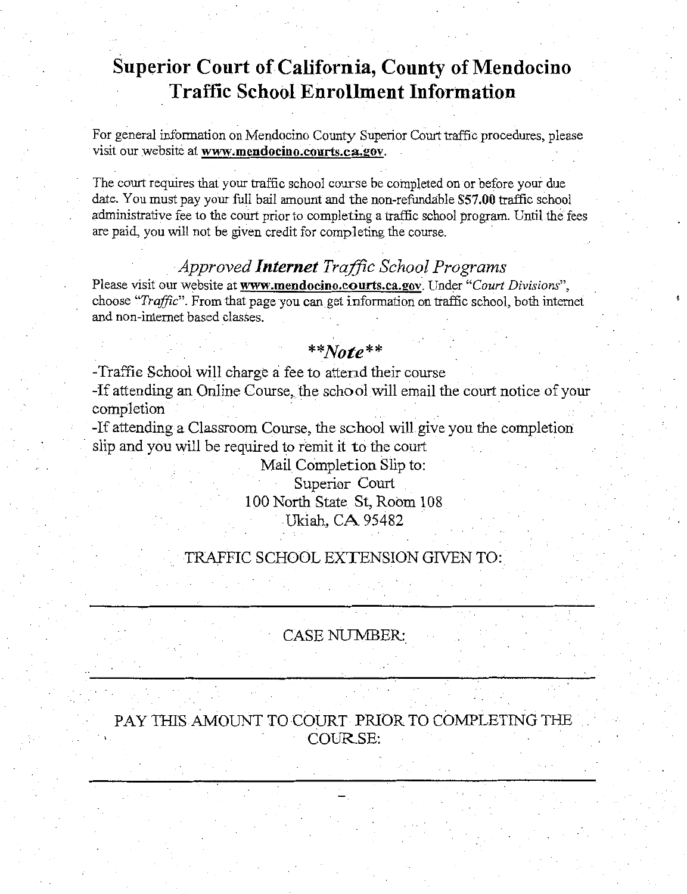# Superior Court of California, County of Mendocino
# Traffic School Enrollment Information

For general information on Mendocino County Superior Court traffic procedures, please visit our website at **www.mendocino.courts.ca.gov**.

The court requires that your traffic school course be completed on or before your due date. You must pay your full bail amount and the non-refundable **$57.00** traffic school administrative fee to the court prior to completing a traffic school program. Until the fees are paid, you will not be given credit for completing the course.

## *Approved* ***Internet*** *Traffic School Programs*

Please visit our website at **www.mendocino.courts.ca.gov**. Under *"Court Divisions"*, choose *"Traffic"*. From that page you can get information on traffic school, both internet and non-internet based classes.

## ***Note***

-Traffic School will charge a fee to attend their course

-If attending an Online Course, the school will email the court notice of your completion

-If attending a Classroom Course, the school will give you the completion slip and you will be required to remit it to the court

Mail Completion Slip to:
Superior Court
100 North State St, Room 108
Ukiah, CA 95482

TRAFFIC SCHOOL EXTENSION GIVEN TO:

___________________________________________

CASE NUMBER:

___________________________________________

PAY THIS AMOUNT TO COURT PRIOR TO COMPLETING THE COURSE:

___________________________________________